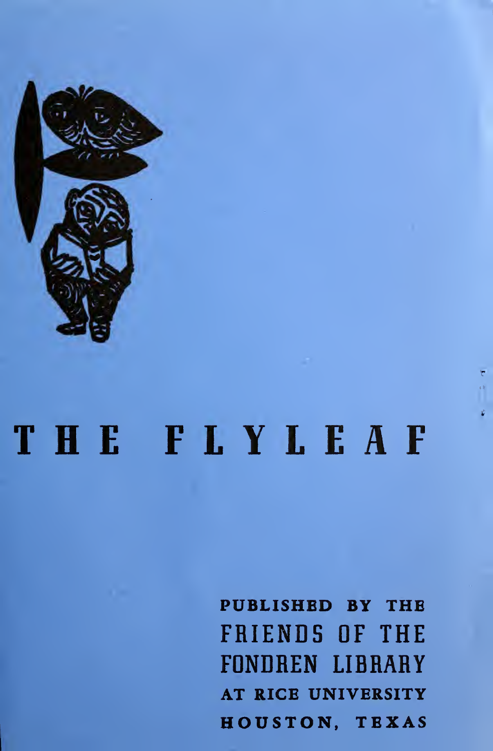# THE FLYLEAF

PUBLISHED BY THE
FRIENDS OF THE
FONDREN LIBRARY
AT RICE UNIVERSITY
HOUSTON, TEXAS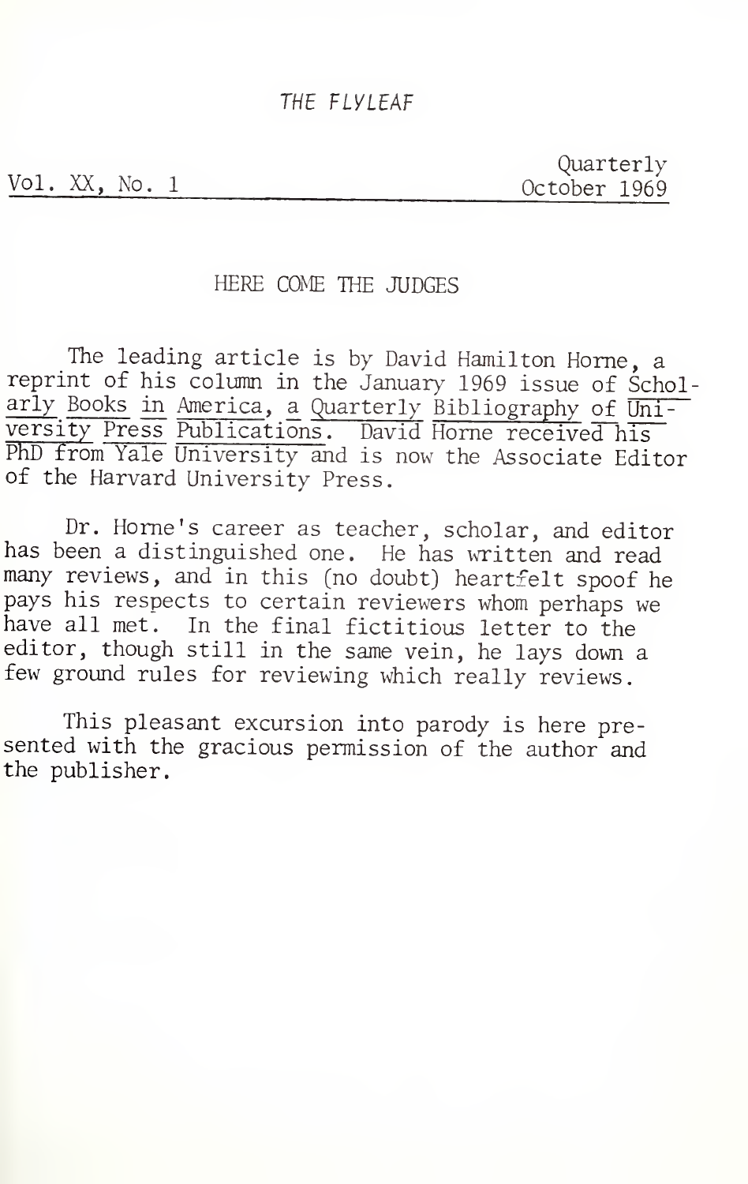THE FLYLEAF

Vol. XX, No. 1 — Quarterly, October 1969

## HERE COME THE JUDGES

The leading article is by David Hamilton Horne, a reprint of his column in the January 1969 issue of *Scholarly Books in America, a Quarterly Bibliography of University Press Publications*. David Horne received his PhD from Yale University and is now the Associate Editor of the Harvard University Press.

Dr. Horne's career as teacher, scholar, and editor has been a distinguished one. He has written and read many reviews, and in this (no doubt) heartfelt spoof he pays his respects to certain reviewers whom perhaps we have all met. In the final fictitious letter to the editor, though still in the same vein, he lays down a few ground rules for reviewing which really reviews.

This pleasant excursion into parody is here presented with the gracious permission of the author and the publisher.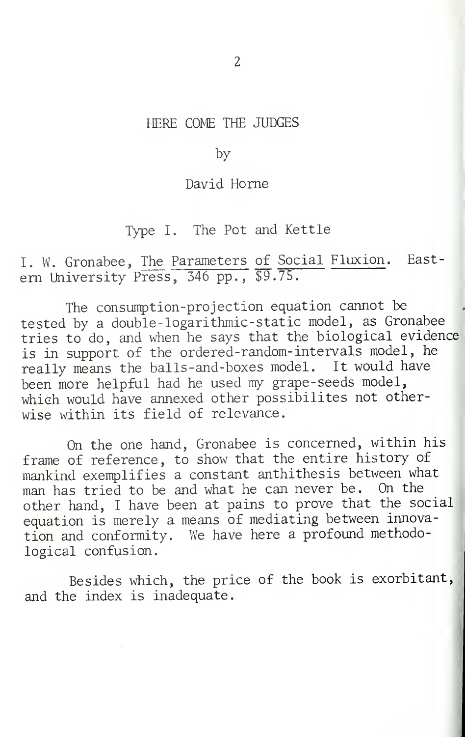# HERE COME THE JUDGES

by

David Horne

## Type I. The Pot and Kettle

I. W. Gronabee, The Parameters of Social Fluxion. Eastern University Press, 346 pp., $9.75.

The consumption-projection equation cannot be tested by a double-logarithmic-static model, as Gronabee tries to do, and when he says that the biological evidence is in support of the ordered-random-intervals model, he really means the balls-and-boxes model. It would have been more helpful had he used my grape-seeds model, which would have annexed other possibilites not otherwise within its field of relevance.

On the one hand, Gronabee is concerned, within his frame of reference, to show that the entire history of mankind exemplifies a constant anthithesis between what man has tried to be and what he can never be. On the other hand, I have been at pains to prove that the social equation is merely a means of mediating between innovation and conformity. We have here a profound methodological confusion.

Besides which, the price of the book is exorbitant, and the index is inadequate.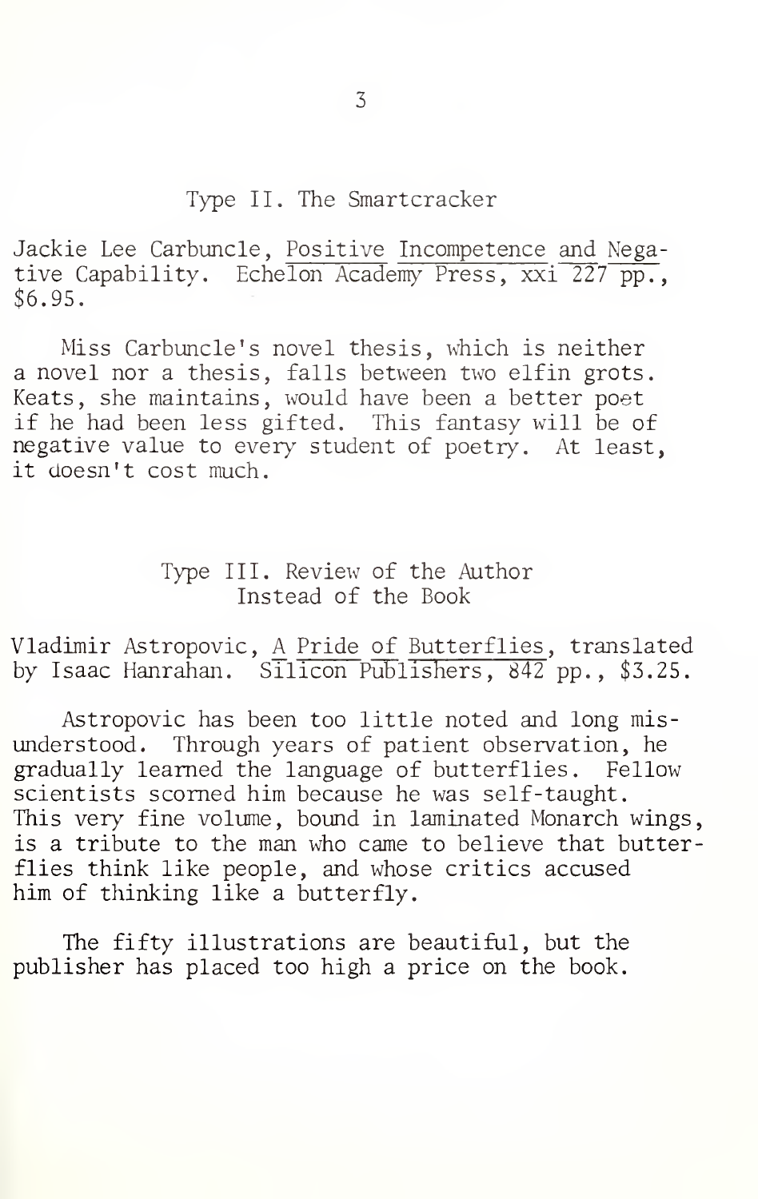### Type II. The Smartcracker

Jackie Lee Carbuncle, Positive Incompetence and Negative Capability. Echelon Academy Press, xxi 227 pp., $6.95.

Miss Carbuncle's novel thesis, which is neither a novel nor a thesis, falls between two elfin grots. Keats, she maintains, would have been a better poet if he had been less gifted. This fantasy will be of negative value to every student of poetry. At least, it doesn't cost much.

### Type III. Review of the Author Instead of the Book

Vladimir Astropovic, A Pride of Butterflies, translated by Isaac Hanrahan. Silicon Publishers, 842 pp., $3.25.

Astropovic has been too little noted and long misunderstood. Through years of patient observation, he gradually learned the language of butterflies. Fellow scientists scorned him because he was self-taught. This very fine volume, bound in laminated Monarch wings, is a tribute to the man who came to believe that butterflies think like people, and whose critics accused him of thinking like a butterfly.

The fifty illustrations are beautiful, but the publisher has placed too high a price on the book.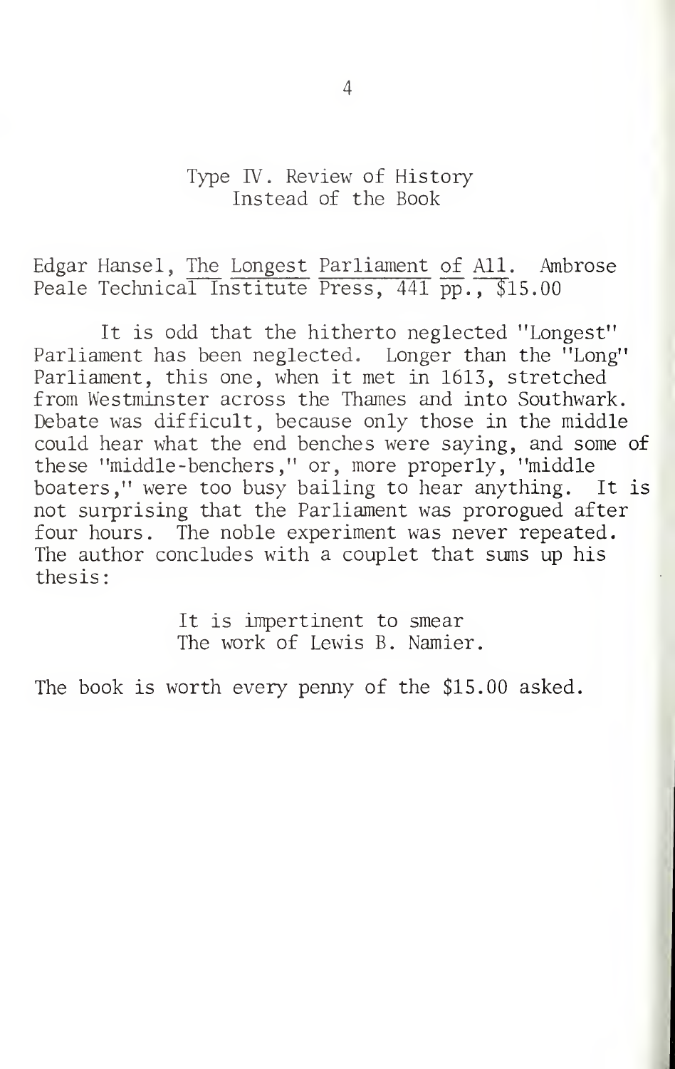## Type IV. Review of History Instead of the Book

Edgar Hansel, The Longest Parliament of All. Ambrose Peale Technical Institute Press, 441 pp., $15.00

It is odd that the hitherto neglected "Longest" Parliament has been neglected. Longer than the "Long" Parliament, this one, when it met in 1613, stretched from Westminster across the Thames and into Southwark. Debate was difficult, because only those in the middle could hear what the end benches were saying, and some of these "middle-benchers," or, more properly, "middle boaters," were too busy bailing to hear anything. It is not surprising that the Parliament was prorogued after four hours. The noble experiment was never repeated. The author concludes with a couplet that sums up his thesis:

> It is impertinent to smear
> The work of Lewis B. Namier.

The book is worth every penny of the $15.00 asked.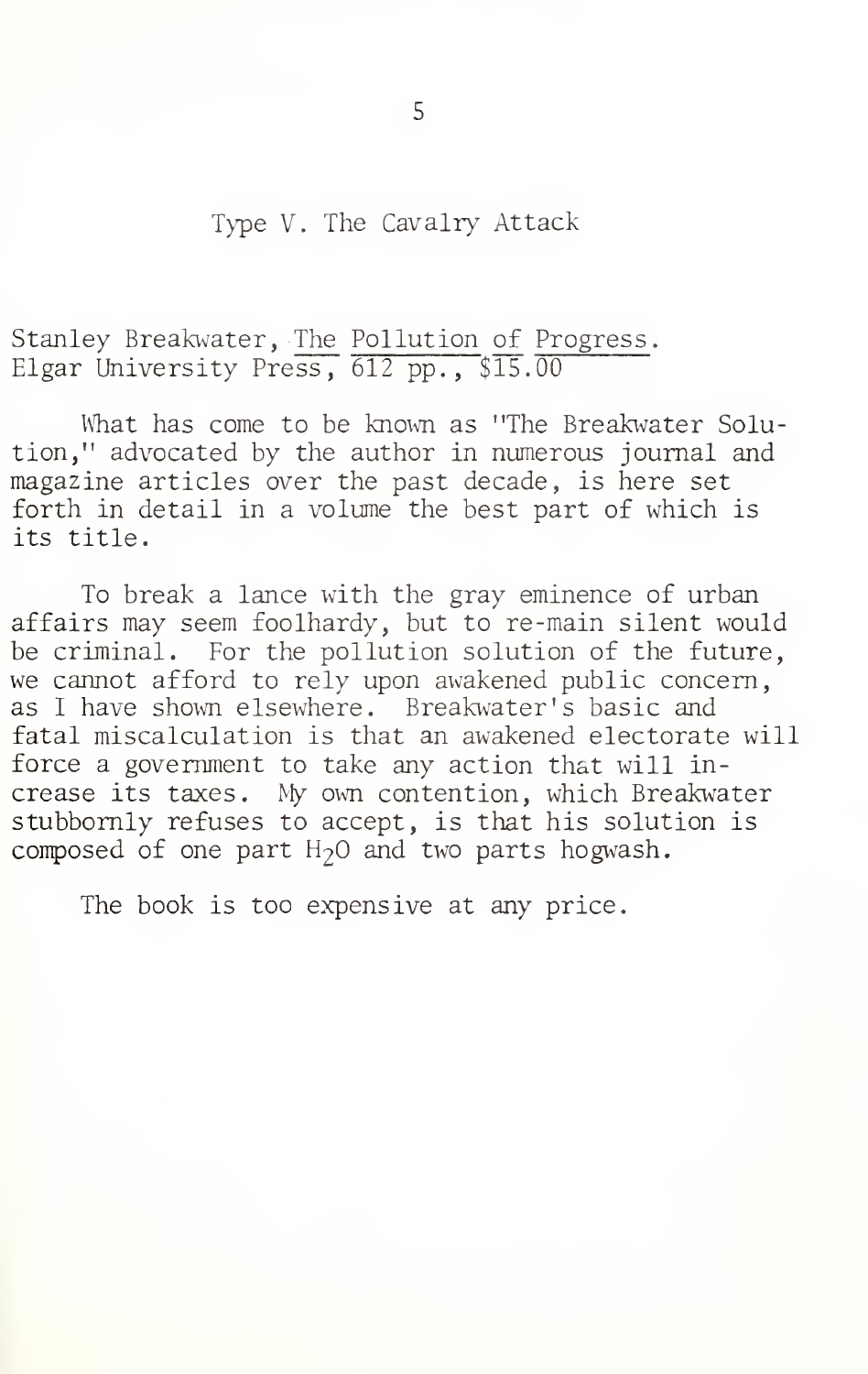## Type V. The Cavalry Attack

Stanley Breakwater, The Pollution of Progress.
Elgar University Press, 612 pp., $15.00

What has come to be known as "The Breakwater Solution," advocated by the author in numerous journal and magazine articles over the past decade, is here set forth in detail in a volume the best part of which is its title.

To break a lance with the gray eminence of urban affairs may seem foolhardy, but to re-main silent would be criminal. For the pollution solution of the future, we cannot afford to rely upon awakened public concern, as I have shown elsewhere. Breakwater's basic and fatal miscalculation is that an awakened electorate will force a government to take any action that will increase its taxes. My own contention, which Breakwater stubbornly refuses to accept, is that his solution is composed of one part $H_2O$ and two parts hogwash.

The book is too expensive at any price.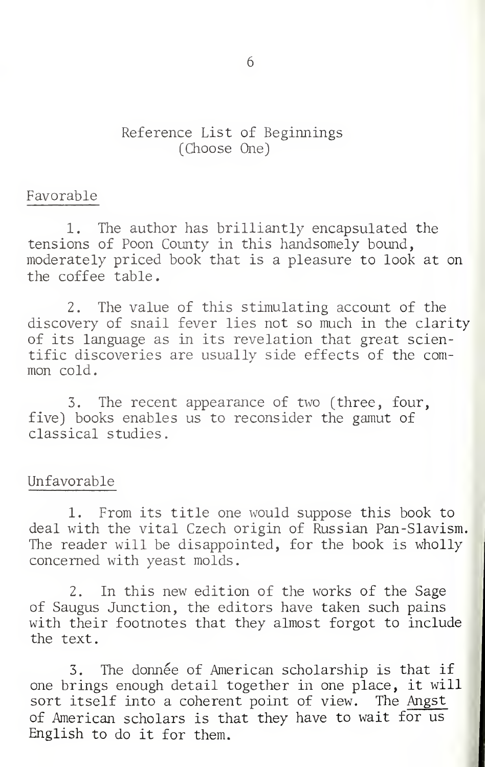# Reference List of Beginnings
(Choose One)

## Favorable

1. The author has brilliantly encapsulated the tensions of Poon County in this handsomely bound, moderately priced book that is a pleasure to look at on the coffee table.

2. The value of this stimulating account of the discovery of snail fever lies not so much in the clarity of its language as in its revelation that great scientific discoveries are usually side effects of the common cold.

3. The recent appearance of two (three, four, five) books enables us to reconsider the gamut of classical studies.

## Unfavorable

1. From its title one would suppose this book to deal with the vital Czech origin of Russian Pan-Slavism. The reader will be disappointed, for the book is wholly concerned with yeast molds.

2. In this new edition of the works of the Sage of Saugus Junction, the editors have taken such pains with their footnotes that they almost forgot to include the text.

3. The donnée of American scholarship is that if one brings enough detail together in one place, it will sort itself into a coherent point of view. The Angst of American scholars is that they have to wait for us English to do it for them.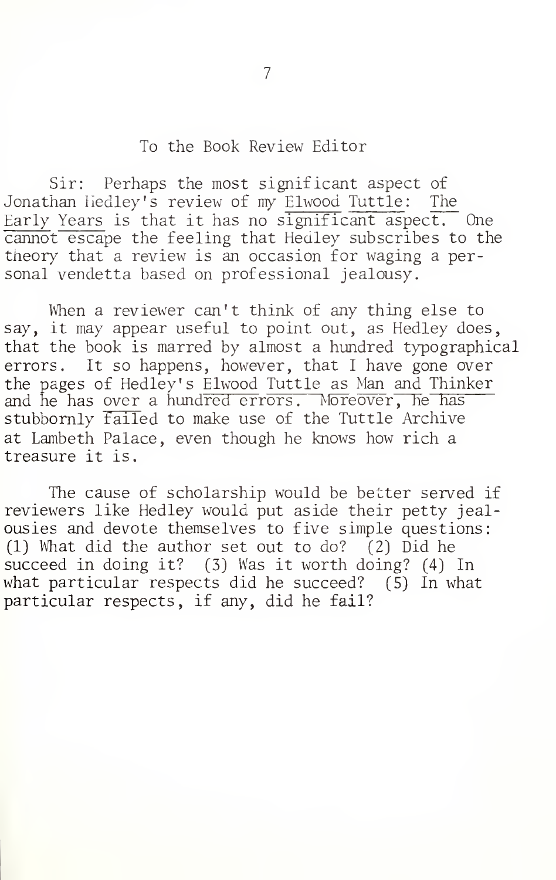To the Book Review Editor

Sir: Perhaps the most significant aspect of Jonathan Hedley's review of my *Elwood Tuttle: The Early Years* is that it has no significant aspect. One cannot escape the feeling that Hedley subscribes to the theory that a review is an occasion for waging a personal vendetta based on professional jealousy.

When a reviewer can't think of any thing else to say, it may appear useful to point out, as Hedley does, that the book is marred by almost a hundred typographical errors. It so happens, however, that I have gone over the pages of Hedley's *Elwood Tuttle as Man and Thinker* and he has over a hundred errors. Moreover, he has stubbornly failed to make use of the Tuttle Archive at Lambeth Palace, even though he knows how rich a treasure it is.

The cause of scholarship would be better served if reviewers like Hedley would put aside their petty jealousies and devote themselves to five simple questions: (1) What did the author set out to do? (2) Did he succeed in doing it? (3) Was it worth doing? (4) In what particular respects did he succeed? (5) In what particular respects, if any, did he fail?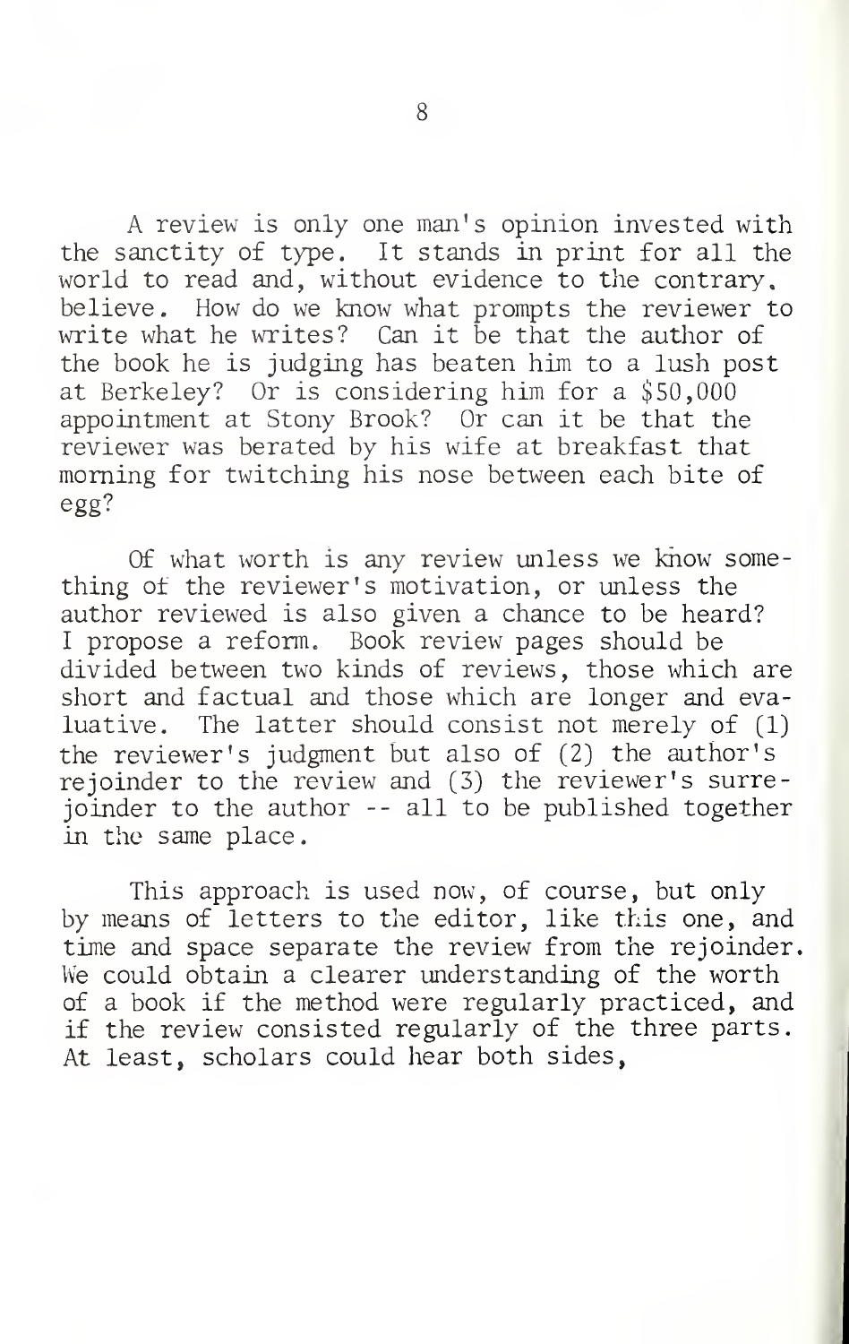A review is only one man's opinion invested with the sanctity of type. It stands in print for all the world to read and, without evidence to the contrary, believe. How do we know what prompts the reviewer to write what he writes? Can it be that the author of the book he is judging has beaten him to a lush post at Berkeley? Or is considering him for a $50,000 appointment at Stony Brook? Or can it be that the reviewer was berated by his wife at breakfast that morning for twitching his nose between each bite of egg?

Of what worth is any review unless we know something of the reviewer's motivation, or unless the author reviewed is also given a chance to be heard? I propose a reform. Book review pages should be divided between two kinds of reviews, those which are short and factual and those which are longer and evaluative. The latter should consist not merely of (1) the reviewer's judgment but also of (2) the author's rejoinder to the review and (3) the reviewer's surrejoinder to the author -- all to be published together in the same place.

This approach is used now, of course, but only by means of letters to the editor, like this one, and time and space separate the review from the rejoinder. We could obtain a clearer understanding of the worth of a book if the method were regularly practiced, and if the review consisted regularly of the three parts. At least, scholars could hear both sides,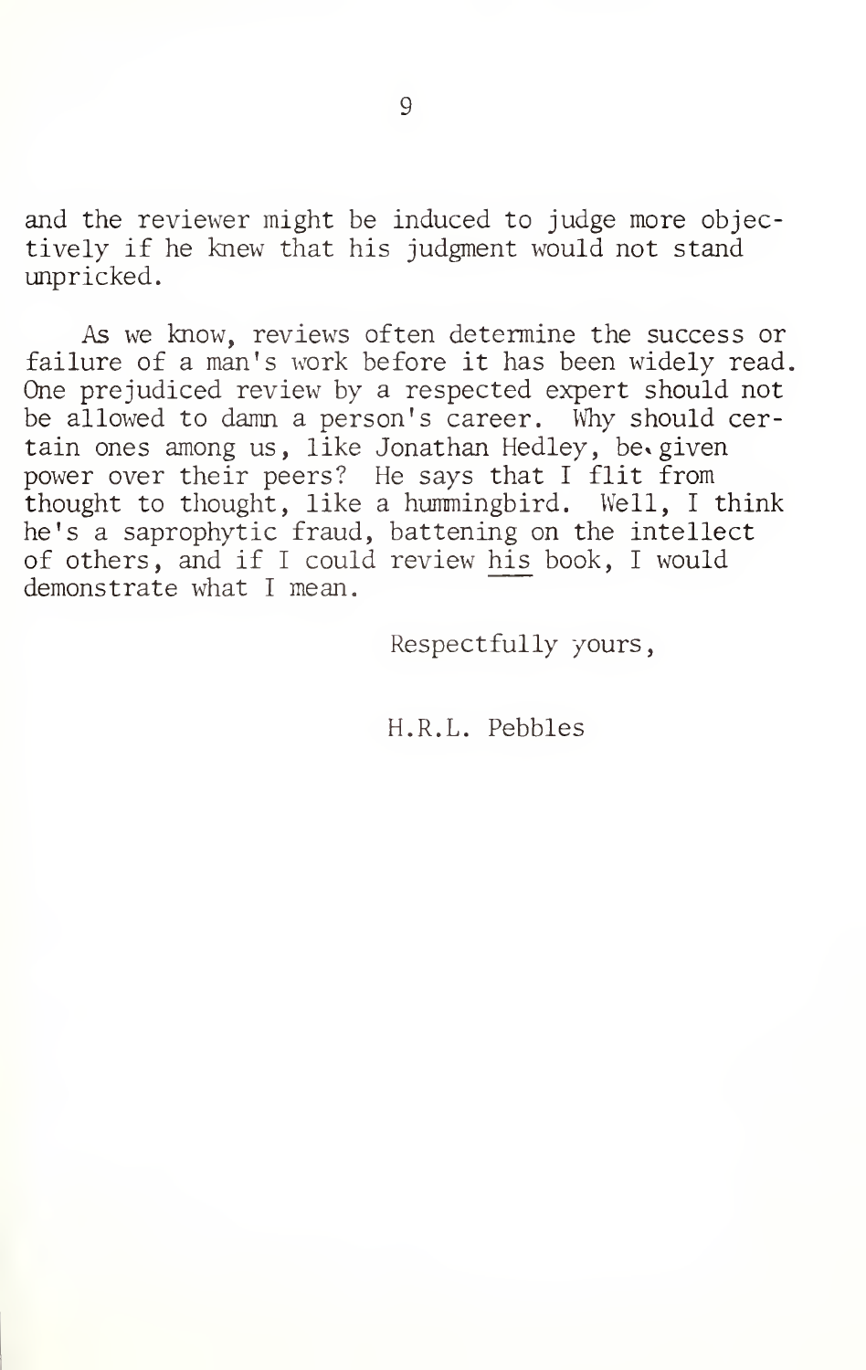and the reviewer might be induced to judge more objectively if he knew that his judgment would not stand unpricked.

As we know, reviews often determine the success or failure of a man's work before it has been widely read. One prejudiced review by a respected expert should not be allowed to damn a person's career. Why should certain ones among us, like Jonathan Hedley, be given power over their peers? He says that I flit from thought to thought, like a hummingbird. Well, I think he's a saprophytic fraud, battening on the intellect of others, and if I could review <u>his</u> book, I would demonstrate what I mean.

Respectfully yours,

H.R.L. Pebbles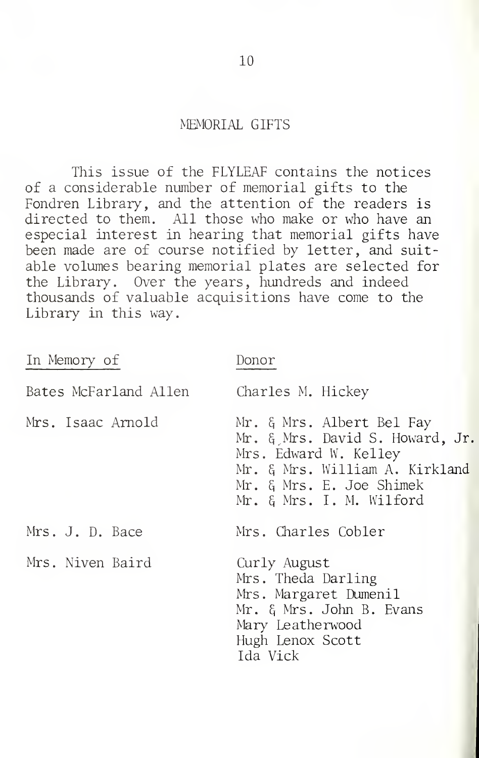## MEMORIAL GIFTS

This issue of the FLYLEAF contains the notices of a considerable number of memorial gifts to the Fondren Library, and the attention of the readers is directed to them. All those who make or who have an especial interest in hearing that memorial gifts have been made are of course notified by letter, and suitable volumes bearing memorial plates are selected for the Library. Over the years, hundreds and indeed thousands of valuable acquisitions have come to the Library in this way.

| In Memory of | Donor |
|---|---|
| Bates McFarland Allen | Charles M. Hickey |
| Mrs. Isaac Arnold | Mr. & Mrs. Albert Bel Fay<br>Mr. & Mrs. David S. Howard, Jr.<br>Mrs. Edward W. Kelley<br>Mr. & Mrs. William A. Kirkland<br>Mr. & Mrs. E. Joe Shimek<br>Mr. & Mrs. I. M. Wilford |
| Mrs. J. D. Bace | Mrs. Charles Cobler |
| Mrs. Niven Baird | Curly August<br>Mrs. Theda Darling<br>Mrs. Margaret Dumenil<br>Mr. & Mrs. John B. Evans<br>Mary Leatherwood<br>Hugh Lenox Scott<br>Ida Vick |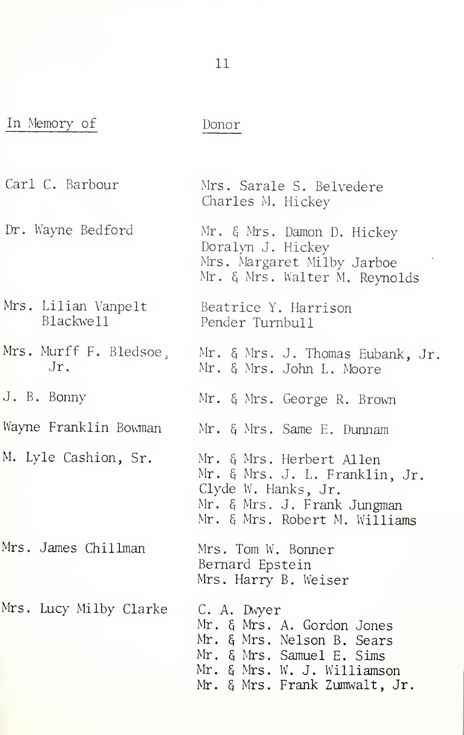| In Memory of | Donor |
| --- | --- |
| Carl C. Barbour | Mrs. Sarale S. Belvedere<br>Charles M. Hickey |
| Dr. Wayne Bedford | Mr. & Mrs. Damon D. Hickey<br>Doralyn J. Hickey<br>Mrs. Margaret Milby Jarboe<br>Mr. & Mrs. Walter M. Reynolds |
| Mrs. Lilian Vanpelt Blackwell | Beatrice Y. Harrison<br>Pender Turnbull |
| Mrs. Murff F. Bledsoe, Jr. | Mr. & Mrs. J. Thomas Eubank, Jr.<br>Mr. & Mrs. John L. Moore |
| J. B. Bonny | Mr. & Mrs. George R. Brown |
| Wayne Franklin Bowman | Mr. & Mrs. Same E. Dunnam |
| M. Lyle Cashion, Sr. | Mr. & Mrs. Herbert Allen<br>Mr. & Mrs. J. L. Franklin, Jr.<br>Clyde W. Hanks, Jr.<br>Mr. & Mrs. J. Frank Jungman<br>Mr. & Mrs. Robert M. Williams |
| Mrs. James Chillman | Mrs. Tom W. Bonner<br>Bernard Epstein<br>Mrs. Harry B. Weiser |
| Mrs. Lucy Milby Clarke | C. A. Dwyer<br>Mr. & Mrs. A. Gordon Jones<br>Mr. & Mrs. Nelson B. Sears<br>Mr. & Mrs. Samuel E. Sims<br>Mr. & Mrs. W. J. Williamson<br>Mr. & Mrs. Frank Zumwalt, Jr. |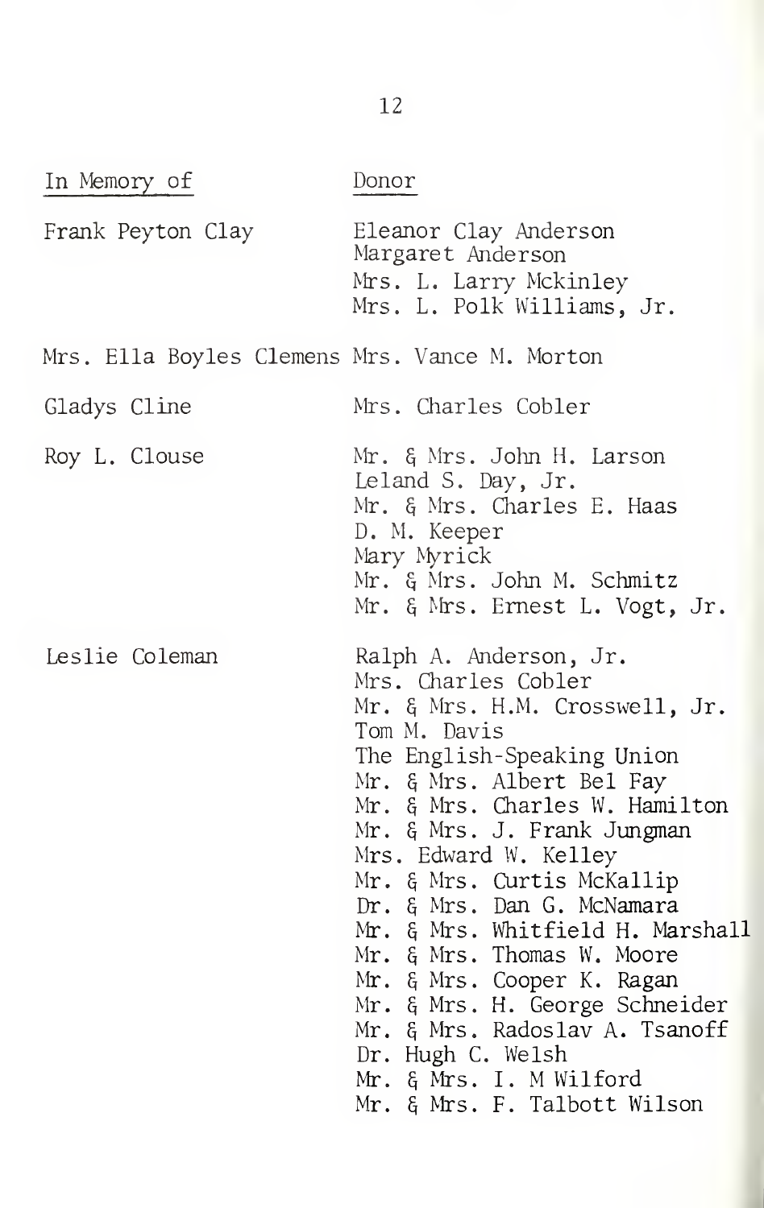| In Memory of | Donor |
| --- | --- |
| Frank Peyton Clay | Eleanor Clay Anderson<br>Margaret Anderson<br>Mrs. L. Larry Mckinley<br>Mrs. L. Polk Williams, Jr. |
| Mrs. Ella Boyles Clemens | Mrs. Vance M. Morton |
| Gladys Cline | Mrs. Charles Cobler |
| Roy L. Clouse | Mr. & Mrs. John H. Larson<br>Leland S. Day, Jr.<br>Mr. & Mrs. Charles E. Haas<br>D. M. Keeper<br>Mary Myrick<br>Mr. & Mrs. John M. Schmitz<br>Mr. & Mrs. Ernest L. Vogt, Jr. |
| Leslie Coleman | Ralph A. Anderson, Jr.<br>Mrs. Charles Cobler<br>Mr. & Mrs. H.M. Crosswell, Jr.<br>Tom M. Davis<br>The English-Speaking Union<br>Mr. & Mrs. Albert Bel Fay<br>Mr. & Mrs. Charles W. Hamilton<br>Mr. & Mrs. J. Frank Jungman<br>Mrs. Edward W. Kelley<br>Mr. & Mrs. Curtis McKallip<br>Dr. & Mrs. Dan G. McNamara<br>Mr. & Mrs. Whitfield H. Marshall<br>Mr. & Mrs. Thomas W. Moore<br>Mr. & Mrs. Cooper K. Ragan<br>Mr. & Mrs. H. George Schneider<br>Mr. & Mrs. Radoslav A. Tsanoff<br>Dr. Hugh C. Welsh<br>Mr. & Mrs. I. M Wilford<br>Mr. & Mrs. F. Talbott Wilson |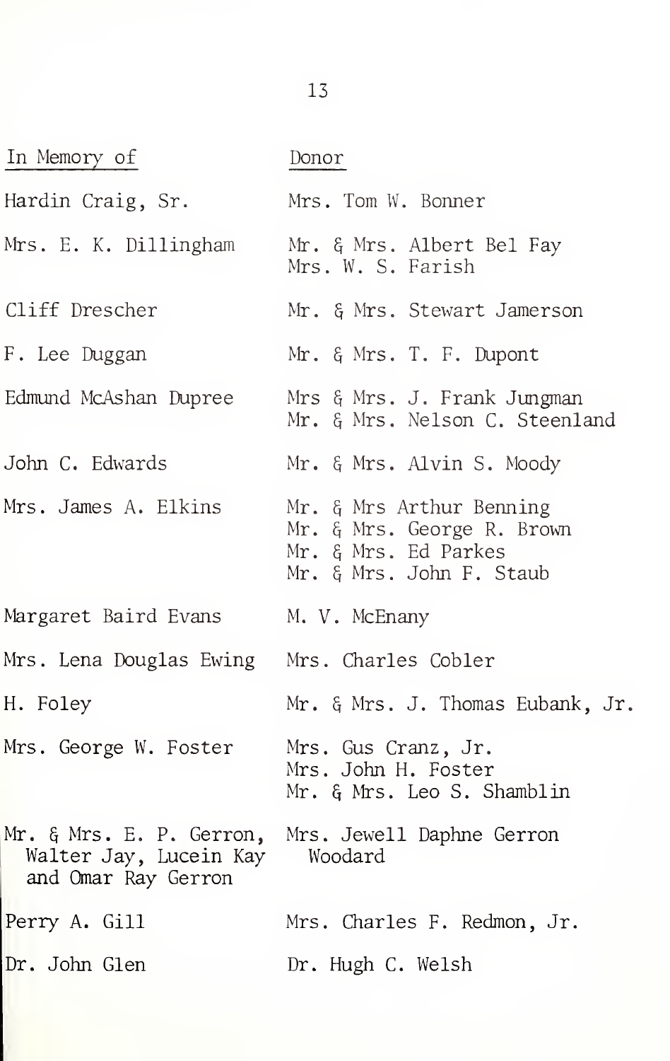| In Memory of | Donor |
|---|---|
| Hardin Craig, Sr. | Mrs. Tom W. Bonner |
| Mrs. E. K. Dillingham | Mr. & Mrs. Albert Bel Fay<br>Mrs. W. S. Farish |
| Cliff Drescher | Mr. & Mrs. Stewart Jamerson |
| F. Lee Duggan | Mr. & Mrs. T. F. Dupont |
| Edmund McAshan Dupree | Mrs & Mrs. J. Frank Jungman<br>Mr. & Mrs. Nelson C. Steenland |
| John C. Edwards | Mr. & Mrs. Alvin S. Moody |
| Mrs. James A. Elkins | Mr. & Mrs Arthur Benning<br>Mr. & Mrs. George R. Brown<br>Mr. & Mrs. Ed Parkes<br>Mr. & Mrs. John F. Staub |
| Margaret Baird Evans | M. V. McEnany |
| Mrs. Lena Douglas Ewing | Mrs. Charles Cobler |
| H. Foley | Mr. & Mrs. J. Thomas Eubank, Jr. |
| Mrs. George W. Foster | Mrs. Gus Cranz, Jr.<br>Mrs. John H. Foster<br>Mr. & Mrs. Leo S. Shamblin |
| Mr. & Mrs. E. P. Gerron, Walter Jay, Lucein Kay and Omar Ray Gerron | Mrs. Jewell Daphne Gerron Woodard |
| Perry A. Gill | Mrs. Charles F. Redmon, Jr. |
| Dr. John Glen | Dr. Hugh C. Welsh |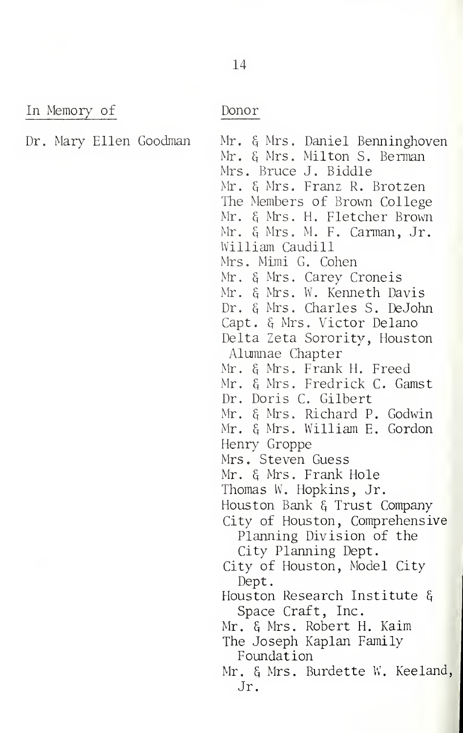| In Memory of | Donor |
|---|---|
| Dr. Mary Ellen Goodman | Mr. & Mrs. Daniel Benninghoven |
| | Mr. & Mrs. Milton S. Berman |
| | Mrs. Bruce J. Biddle |
| | Mr. & Mrs. Franz R. Brotzen |
| | The Members of Brown College |
| | Mr. & Mrs. H. Fletcher Brown |
| | Mr. & Mrs. M. F. Carman, Jr. |
| | William Caudill |
| | Mrs. Mimi G. Cohen |
| | Mr. & Mrs. Carey Croneis |
| | Mr. & Mrs. W. Kenneth Davis |
| | Dr. & Mrs. Charles S. DeJohn |
| | Capt. & Mrs. Victor Delano |
| | Delta Zeta Sorority, Houston Alumnae Chapter |
| | Mr. & Mrs. Frank H. Freed |
| | Mr. & Mrs. Fredrick C. Gamst |
| | Dr. Doris C. Gilbert |
| | Mr. & Mrs. Richard P. Godwin |
| | Mr. & Mrs. William E. Gordon |
| | Henry Groppe |
| | Mrs. Steven Guess |
| | Mr. & Mrs. Frank Hole |
| | Thomas W. Hopkins, Jr. |
| | Houston Bank & Trust Company |
| | City of Houston, Comprehensive Planning Division of the City Planning Dept. |
| | City of Houston, Model City Dept. |
| | Houston Research Institute & Space Craft, Inc. |
| | Mr. & Mrs. Robert H. Kaim |
| | The Joseph Kaplan Family Foundation |
| | Mr. & Mrs. Burdette W. Keeland, Jr. |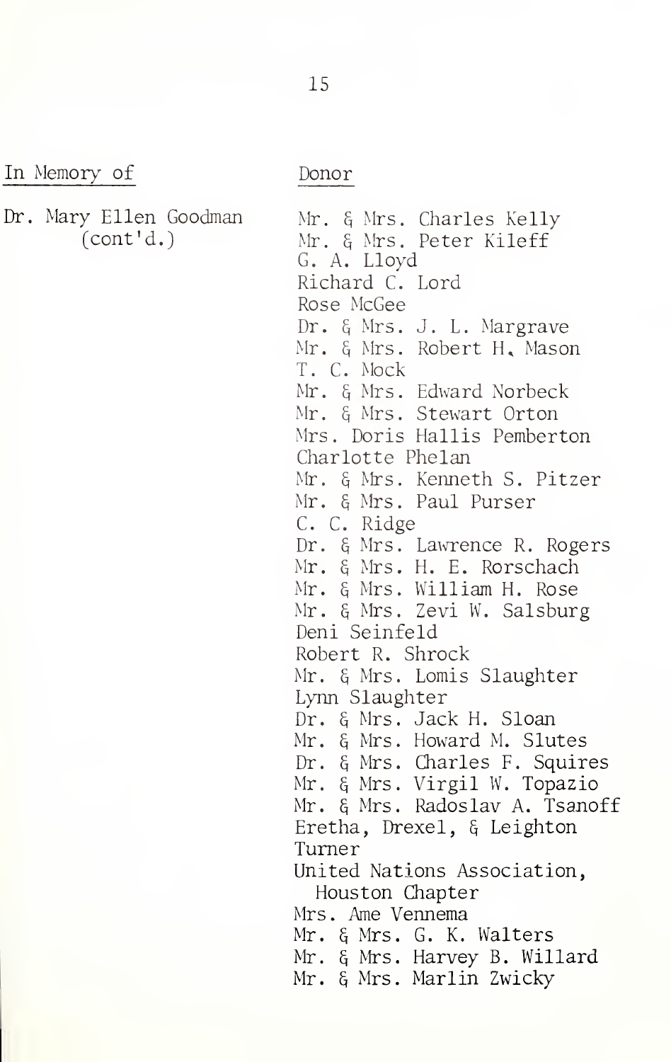| In Memory of | Donor |
| --- | --- |
| Dr. Mary Ellen Goodman (cont'd.) | Mr. & Mrs. Charles Kelly |
| | Mr. & Mrs. Peter Kileff |
| | G. A. Lloyd |
| | Richard C. Lord |
| | Rose McGee |
| | Dr. & Mrs. J. L. Margrave |
| | Mr. & Mrs. Robert H. Mason |
| | T. C. Mock |
| | Mr. & Mrs. Edward Norbeck |
| | Mr. & Mrs. Stewart Orton |
| | Mrs. Doris Hallis Pemberton |
| | Charlotte Phelan |
| | Mr. & Mrs. Kenneth S. Pitzer |
| | Mr. & Mrs. Paul Purser |
| | C. C. Ridge |
| | Dr. & Mrs. Lawrence R. Rogers |
| | Mr. & Mrs. H. E. Rorschach |
| | Mr. & Mrs. William H. Rose |
| | Mr. & Mrs. Zevi W. Salsburg |
| | Deni Seinfeld |
| | Robert R. Shrock |
| | Mr. & Mrs. Lomis Slaughter |
| | Lynn Slaughter |
| | Dr. & Mrs. Jack H. Sloan |
| | Mr. & Mrs. Howard M. Slutes |
| | Dr. & Mrs. Charles F. Squires |
| | Mr. & Mrs. Virgil W. Topazio |
| | Mr. & Mrs. Radoslav A. Tsanoff |
| | Eretha, Drexel, & Leighton Turner |
| | United Nations Association, Houston Chapter |
| | Mrs. Ame Vennema |
| | Mr. & Mrs. G. K. Walters |
| | Mr. & Mrs. Harvey B. Willard |
| | Mr. & Mrs. Marlin Zwicky |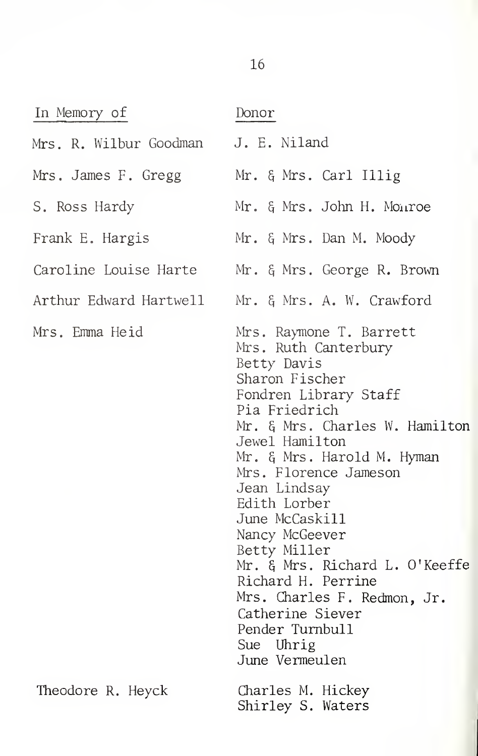| In Memory of | Donor |
|---|---|
| Mrs. R. Wilbur Goodman | J. E. Niland |
| Mrs. James F. Gregg | Mr. & Mrs. Carl Illig |
| S. Ross Hardy | Mr. & Mrs. John H. Monroe |
| Frank E. Hargis | Mr. & Mrs. Dan M. Moody |
| Caroline Louise Harte | Mr. & Mrs. George R. Brown |
| Arthur Edward Hartwell | Mr. & Mrs. A. W. Crawford |
| Mrs. Emma Heid | Mrs. Raymone T. Barrett |
| | Mrs. Ruth Canterbury |
| | Betty Davis |
| | Sharon Fischer |
| | Fondren Library Staff |
| | Pia Friedrich |
| | Mr. & Mrs. Charles W. Hamilton |
| | Jewel Hamilton |
| | Mr. & Mrs. Harold M. Hyman |
| | Mrs. Florence Jameson |
| | Jean Lindsay |
| | Edith Lorber |
| | June McCaskill |
| | Nancy McGeever |
| | Betty Miller |
| | Mr. & Mrs. Richard L. O'Keeffe |
| | Richard H. Perrine |
| | Mrs. Charles F. Redmon, Jr. |
| | Catherine Siever |
| | Pender Turnbull |
| | Sue Uhrig |
| | June Vermeulen |
| Theodore R. Heyck | Charles M. Hickey |
| | Shirley S. Waters |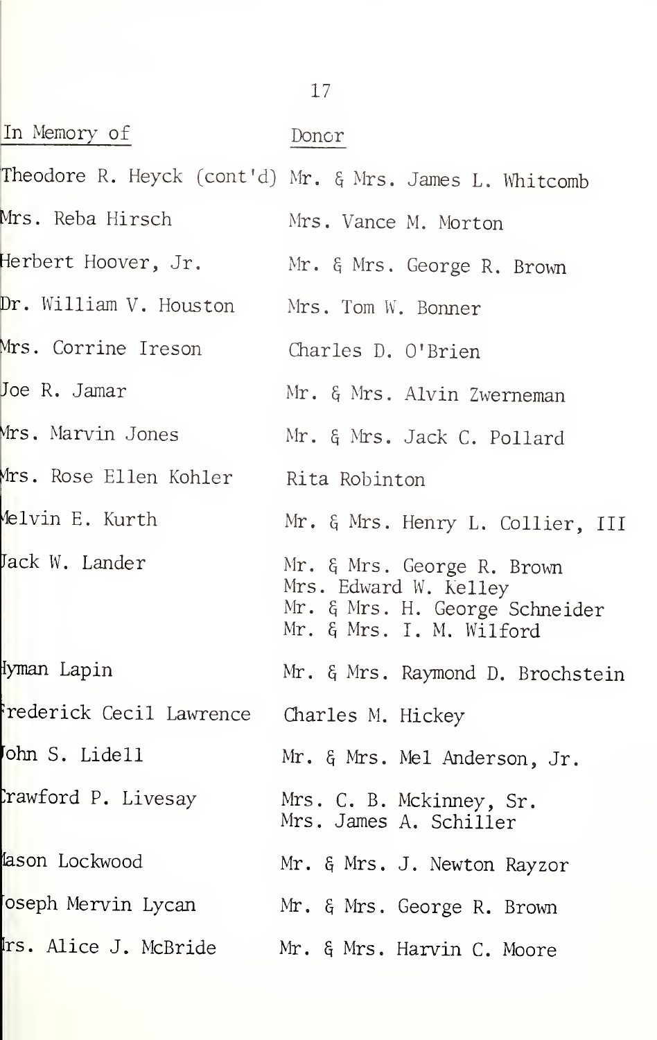| In Memory of | Donor |
| --- | --- |
| Theodore R. Heyck (cont'd) | Mr. & Mrs. James L. Whitcomb |
| Mrs. Reba Hirsch | Mrs. Vance M. Morton |
| Herbert Hoover, Jr. | Mr. & Mrs. George R. Brown |
| Dr. William V. Houston | Mrs. Tom W. Bonner |
| Mrs. Corrine Ireson | Charles D. O'Brien |
| Joe R. Jamar | Mr. & Mrs. Alvin Zwerneman |
| Mrs. Marvin Jones | Mr. & Mrs. Jack C. Pollard |
| Mrs. Rose Ellen Kohler | Rita Robinton |
| Melvin E. Kurth | Mr. & Mrs. Henry L. Collier, III |
| Jack W. Lander | Mr. & Mrs. George R. Brown<br>Mrs. Edward W. Kelley<br>Mr. & Mrs. H. George Schneider<br>Mr. & Mrs. I. M. Wilford |
| Hyman Lapin | Mr. & Mrs. Raymond D. Brochstein |
| Frederick Cecil Lawrence | Charles M. Hickey |
| John S. Lidell | Mr. & Mrs. Mel Anderson, Jr. |
| Crawford P. Livesay | Mrs. C. B. Mckinney, Sr.<br>Mrs. James A. Schiller |
| Mason Lockwood | Mr. & Mrs. J. Newton Rayzor |
| Joseph Mervin Lycan | Mr. & Mrs. George R. Brown |
| Mrs. Alice J. McBride | Mr. & Mrs. Harvin C. Moore |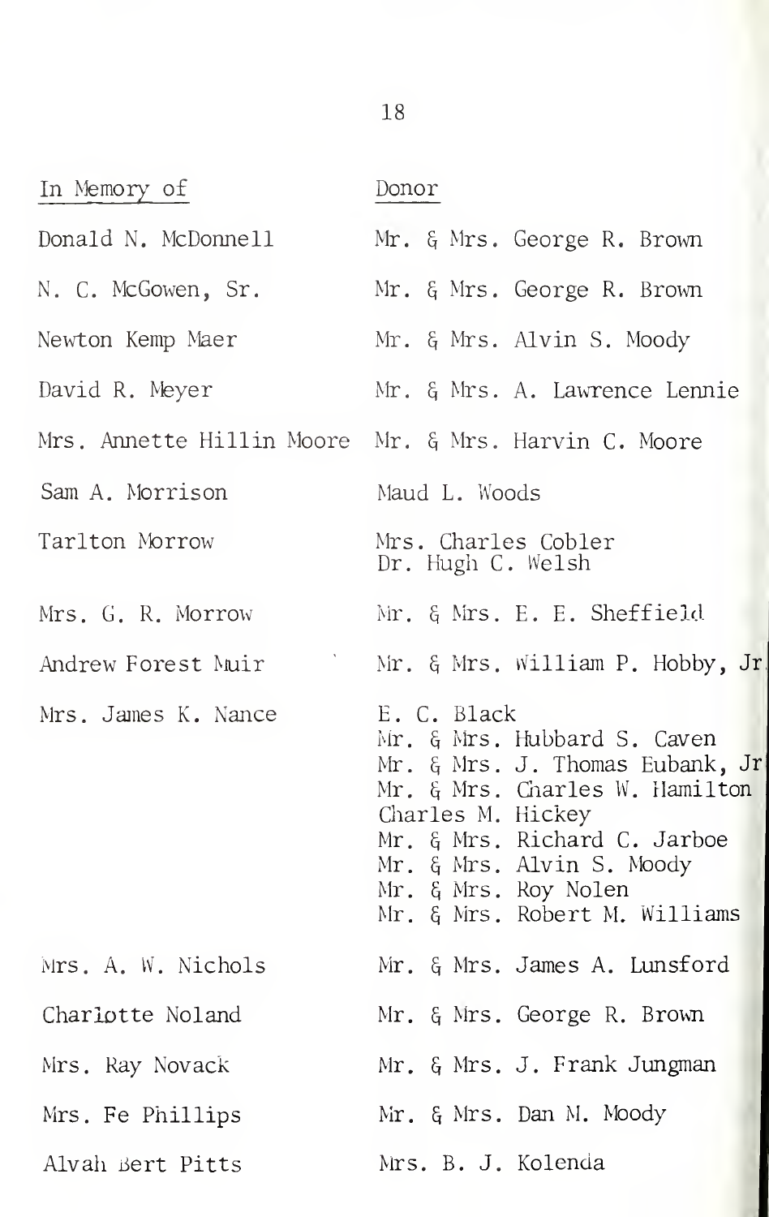| In Memory of | Donor |
|---|---|
| Donald N. McDonnell | Mr. & Mrs. George R. Brown |
| N. C. McGowen, Sr. | Mr. & Mrs. George R. Brown |
| Newton Kemp Maer | Mr. & Mrs. Alvin S. Moody |
| David R. Meyer | Mr. & Mrs. A. Lawrence Lennie |
| Mrs. Annette Hillin Moore | Mr. & Mrs. Harvin C. Moore |
| Sam A. Morrison | Maud L. Woods |
| Tarlton Morrow | Mrs. Charles Cobler<br>Dr. Hugh C. Welsh |
| Mrs. G. R. Morrow | Mr. & Mrs. E. E. Sheffield |
| Andrew Forest Muir | Mr. & Mrs. William P. Hobby, Jr. |
| Mrs. James K. Nance | E. C. Black<br>Mr. & Mrs. Hubbard S. Caven<br>Mr. & Mrs. J. Thomas Eubank, Jr.<br>Mr. & Mrs. Charles W. Hamilton<br>Charles M. Hickey<br>Mr. & Mrs. Richard C. Jarboe<br>Mr. & Mrs. Alvin S. Moody<br>Mr. & Mrs. Roy Nolen<br>Mr. & Mrs. Robert M. Williams |
| Mrs. A. W. Nichols | Mr. & Mrs. James A. Lunsford |
| Charlotte Noland | Mr. & Mrs. George R. Brown |
| Mrs. Ray Novack | Mr. & Mrs. J. Frank Jungman |
| Mrs. Fe Phillips | Mr. & Mrs. Dan M. Moody |
| Alvah Bert Pitts | Mrs. B. J. Kolenda |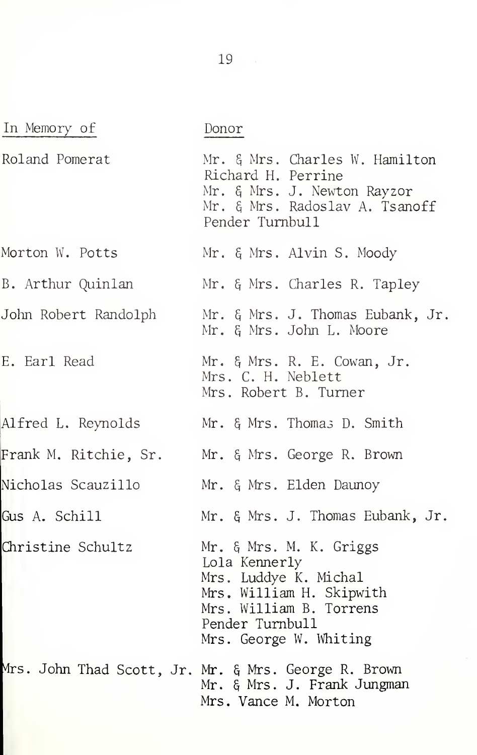| In Memory of | Donor |
|---|---|
| Roland Pomerat | Mr. & Mrs. Charles W. Hamilton<br>Richard H. Perrine<br>Mr. & Mrs. J. Newton Rayzor<br>Mr. & Mrs. Radoslav A. Tsanoff<br>Pender Turnbull |
| Morton W. Potts | Mr. & Mrs. Alvin S. Moody |
| B. Arthur Quinlan | Mr. & Mrs. Charles R. Tapley |
| John Robert Randolph | Mr. & Mrs. J. Thomas Eubank, Jr.<br>Mr. & Mrs. John L. Moore |
| E. Earl Read | Mr. & Mrs. R. E. Cowan, Jr.<br>Mrs. C. H. Neblett<br>Mrs. Robert B. Turner |
| Alfred L. Reynolds | Mr. & Mrs. Thomas D. Smith |
| Frank M. Ritchie, Sr. | Mr. & Mrs. George R. Brown |
| Nicholas Scauzillo | Mr. & Mrs. Elden Daunoy |
| Gus A. Schill | Mr. & Mrs. J. Thomas Eubank, Jr. |
| Christine Schultz | Mr. & Mrs. M. K. Griggs<br>Lola Kennerly<br>Mrs. Luddye K. Michal<br>Mrs. William H. Skipwith<br>Mrs. William B. Torrens<br>Pender Turnbull<br>Mrs. George W. Whiting |
| Mrs. John Thad Scott, Jr. | Mr. & Mrs. George R. Brown<br>Mr. & Mrs. J. Frank Jungman<br>Mrs. Vance M. Morton |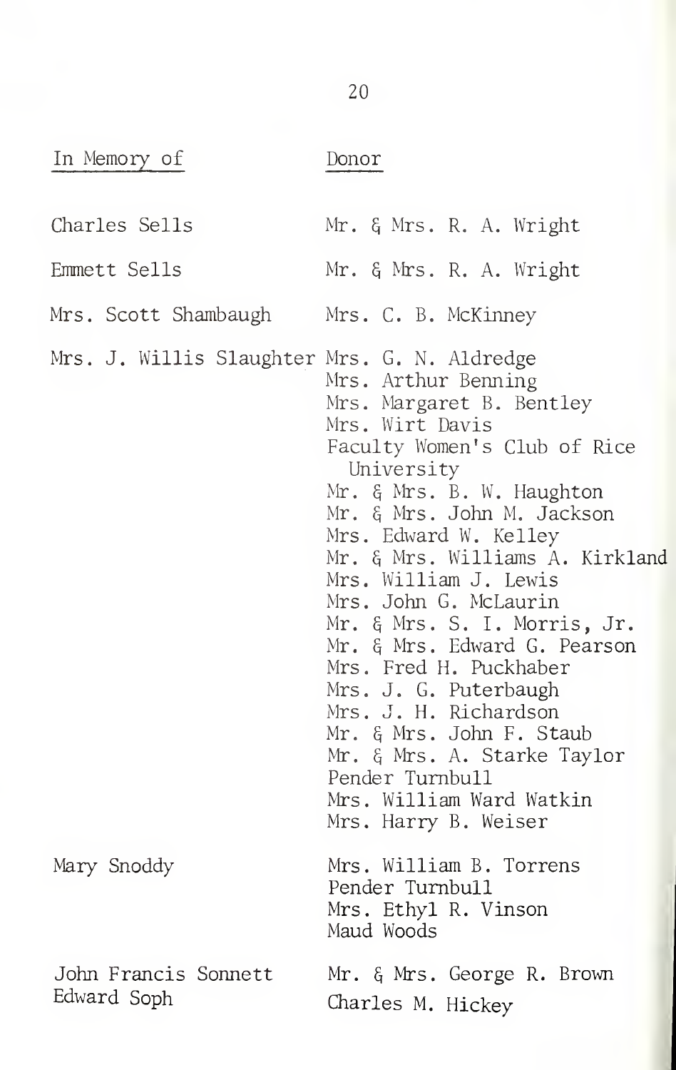| In Memory of | Donor |
| --- | --- |
| Charles Sells | Mr. & Mrs. R. A. Wright |
| Emmett Sells | Mr. & Mrs. R. A. Wright |
| Mrs. Scott Shambaugh | Mrs. C. B. McKinney |
| Mrs. J. Willis Slaughter | Mrs. G. N. Aldredge |
| | Mrs. Arthur Benning |
| | Mrs. Margaret B. Bentley |
| | Mrs. Wirt Davis |
| | Faculty Women's Club of Rice University |
| | Mr. & Mrs. B. W. Haughton |
| | Mr. & Mrs. John M. Jackson |
| | Mrs. Edward W. Kelley |
| | Mr. & Mrs. Williams A. Kirkland |
| | Mrs. William J. Lewis |
| | Mrs. John G. McLaurin |
| | Mr. & Mrs. S. I. Morris, Jr. |
| | Mr. & Mrs. Edward G. Pearson |
| | Mrs. Fred H. Puckhaber |
| | Mrs. J. G. Puterbaugh |
| | Mrs. J. H. Richardson |
| | Mr. & Mrs. John F. Staub |
| | Mr. & Mrs. A. Starke Taylor |
| | Pender Turnbull |
| | Mrs. William Ward Watkin |
| | Mrs. Harry B. Weiser |
| Mary Snoddy | Mrs. William B. Torrens |
| | Pender Turnbull |
| | Mrs. Ethyl R. Vinson |
| | Maud Woods |
| John Francis Sonnett | Mr. & Mrs. George R. Brown |
| Edward Soph | Charles M. Hickey |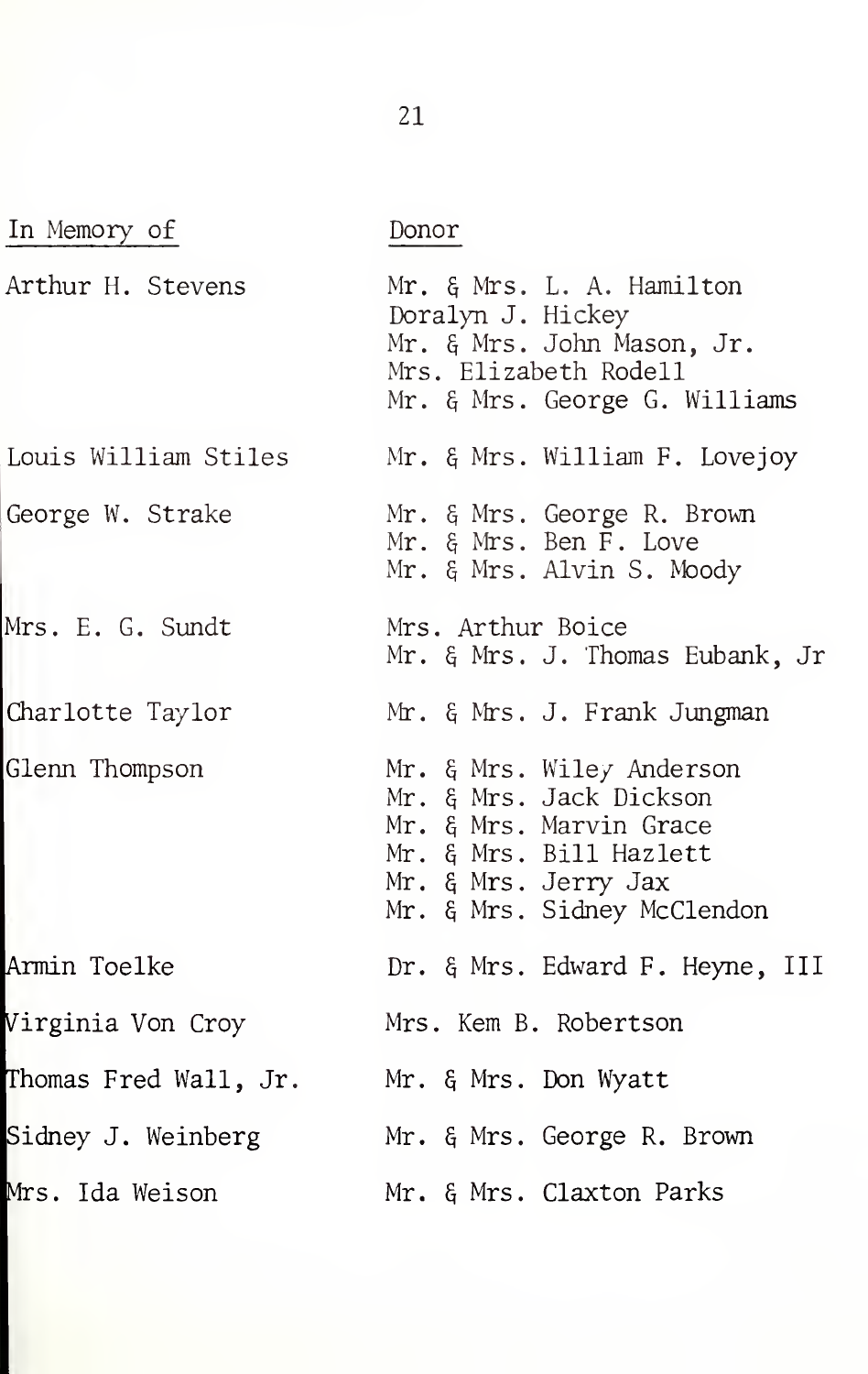| In Memory of | Donor |
|---|---|
| Arthur H. Stevens | Mr. & Mrs. L. A. Hamilton<br>Doralyn J. Hickey<br>Mr. & Mrs. John Mason, Jr.<br>Mrs. Elizabeth Rodell<br>Mr. & Mrs. George G. Williams |
| Louis William Stiles | Mr. & Mrs. William F. Lovejoy |
| George W. Strake | Mr. & Mrs. George R. Brown<br>Mr. & Mrs. Ben F. Love<br>Mr. & Mrs. Alvin S. Moody |
| Mrs. E. G. Sundt | Mrs. Arthur Boice<br>Mr. & Mrs. J. Thomas Eubank, Jr |
| Charlotte Taylor | Mr. & Mrs. J. Frank Jungman |
| Glenn Thompson | Mr. & Mrs. Wiley Anderson<br>Mr. & Mrs. Jack Dickson<br>Mr. & Mrs. Marvin Grace<br>Mr. & Mrs. Bill Hazlett<br>Mr. & Mrs. Jerry Jax<br>Mr. & Mrs. Sidney McClendon |
| Armin Toelke | Dr. & Mrs. Edward F. Heyne, III |
| Virginia Von Croy | Mrs. Kem B. Robertson |
| Thomas Fred Wall, Jr. | Mr. & Mrs. Don Wyatt |
| Sidney J. Weinberg | Mr. & Mrs. George R. Brown |
| Mrs. Ida Weison | Mr. & Mrs. Claxton Parks |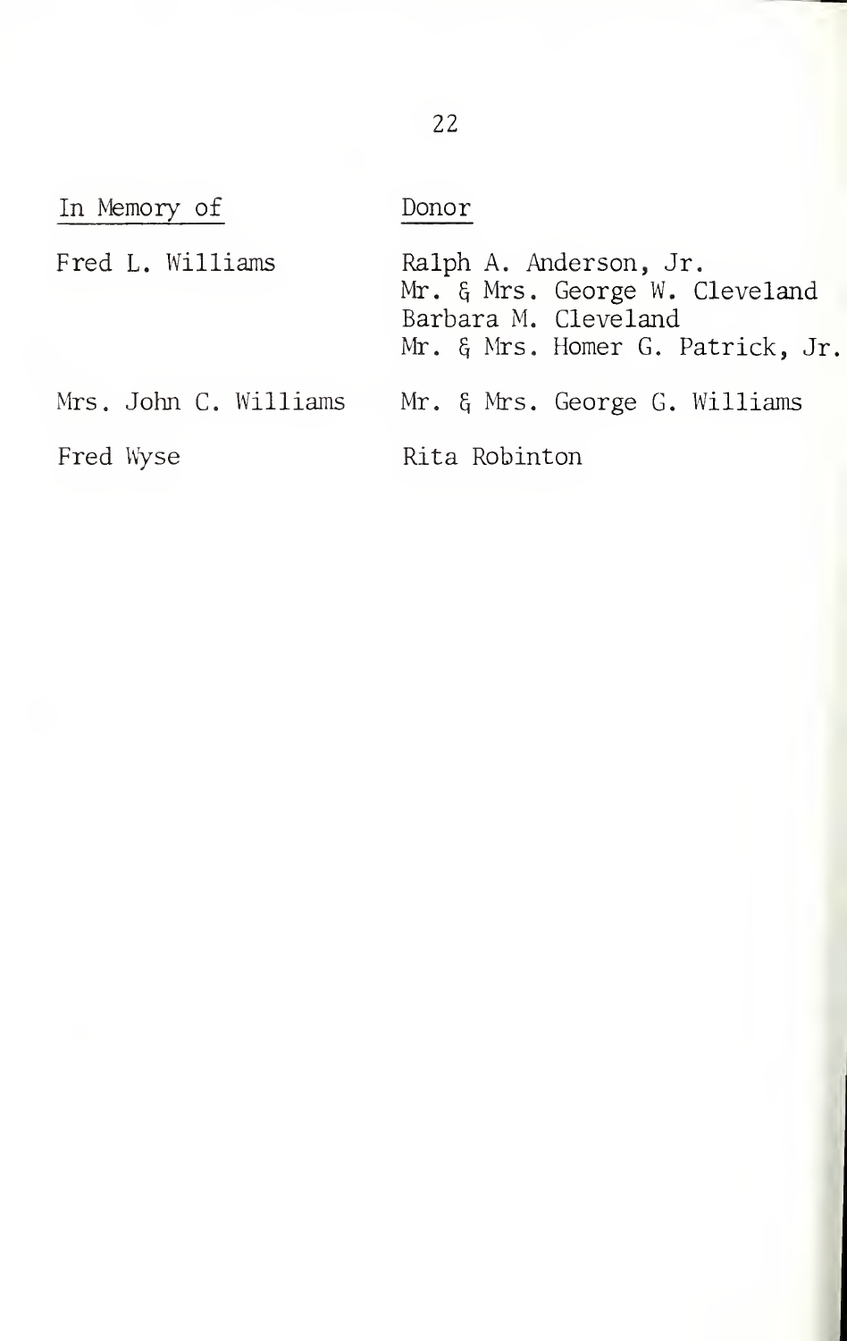| In Memory of | Donor |
| --- | --- |
| Fred L. Williams | Ralph A. Anderson, Jr.<br>Mr. & Mrs. George W. Cleveland<br>Barbara M. Cleveland<br>Mr. & Mrs. Homer G. Patrick, Jr. |
| Mrs. John C. Williams | Mr. & Mrs. George G. Williams |
| Fred Wyse | Rita Robinton |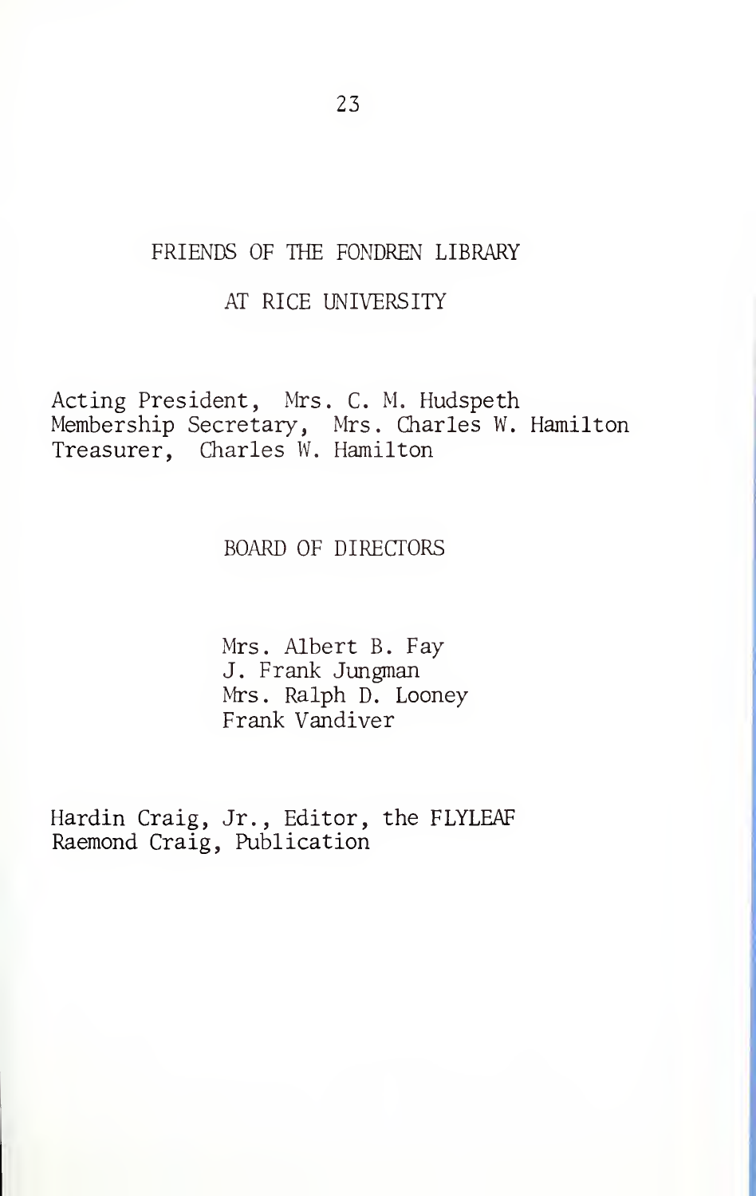# FRIENDS OF THE FONDREN LIBRARY

## AT RICE UNIVERSITY

Acting President, Mrs. C. M. Hudspeth
Membership Secretary, Mrs. Charles W. Hamilton
Treasurer, Charles W. Hamilton

### BOARD OF DIRECTORS

Mrs. Albert B. Fay
J. Frank Jungman
Mrs. Ralph D. Looney
Frank Vandiver

Hardin Craig, Jr., Editor, the FLYLEAF
Raemond Craig, Publication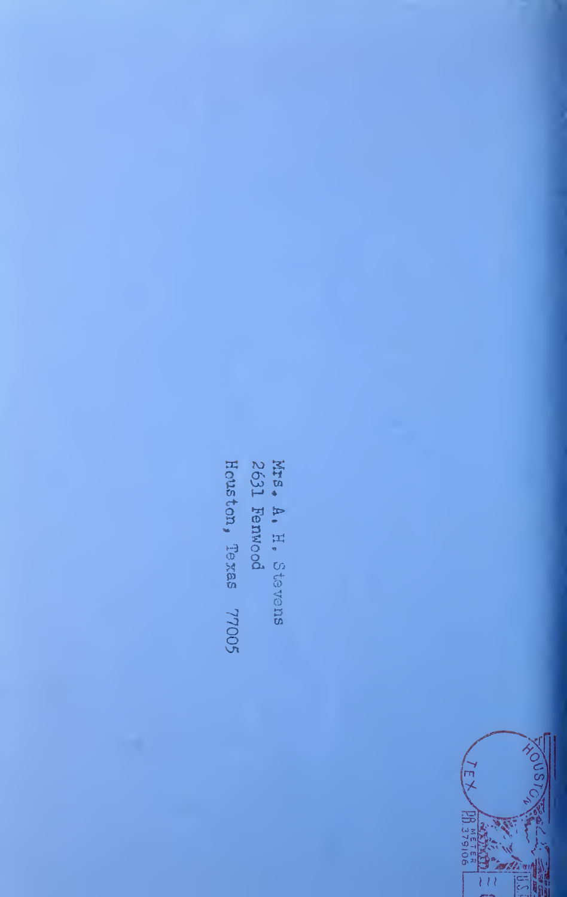Mrs. A. H. Stevens
2631 Fenwood
Houston, Texas 77005

HOUSTON
TEX
PB METER 379106
U.S.